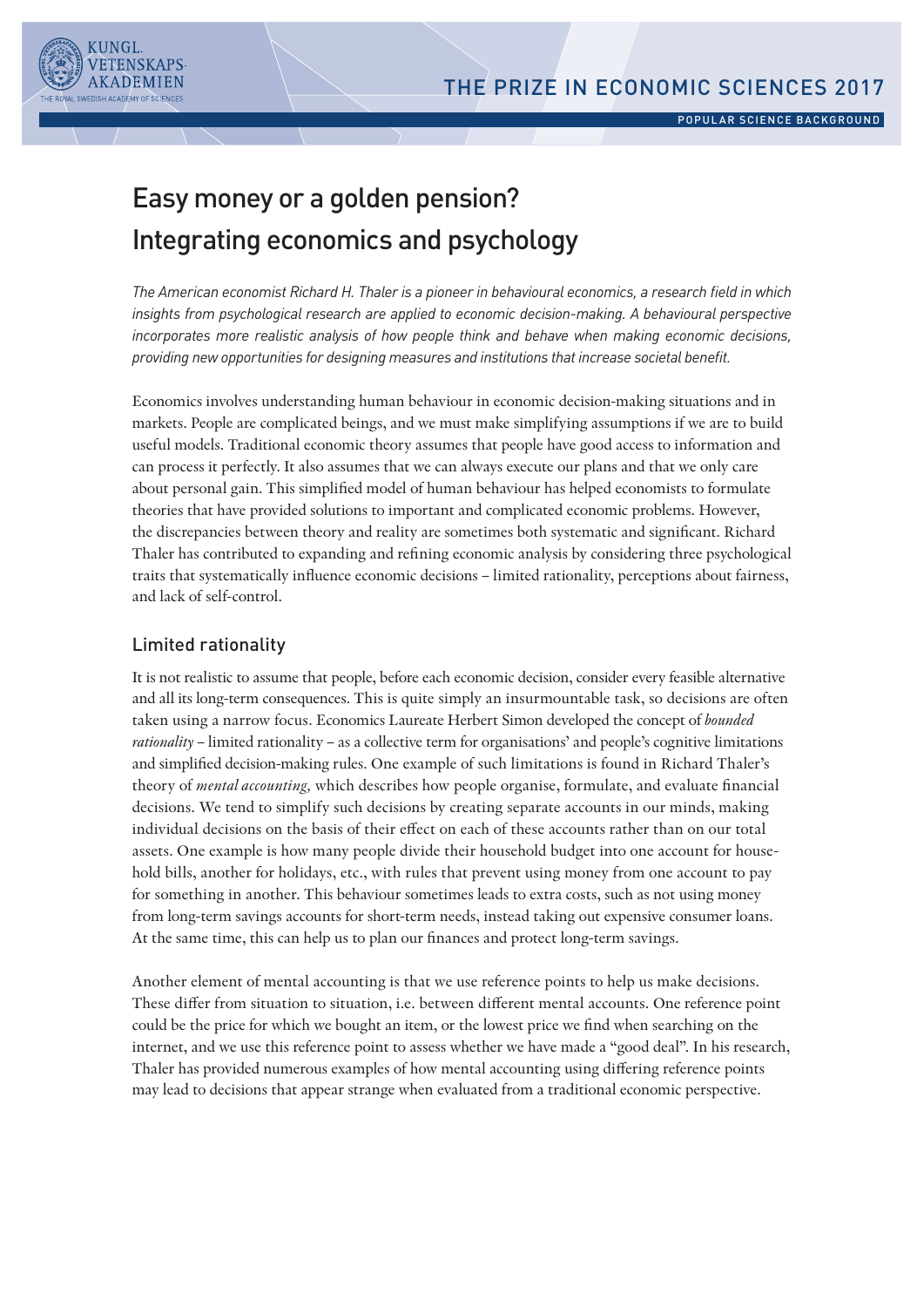THE PRIZE IN ECONOMIC SCIENCES 2017

POPULAR SCIENCE BACKGROUND

# Easy money or a golden pension? Integrating economics and psychology

*The American economist Richard H. Thaler is a pioneer in behavioural economics, a research field in which insights from psychological research are applied to economic decision-making. A behavioural perspective incorporates more realistic analysis of how people think and behave when making economic decisions, providing new opportunities for designing measures and institutions that increase societal benefit.*

Economics involves understanding human behaviour in economic decision-making situations and in markets. People are complicated beings, and we must make simplifying assumptions if we are to build useful models. Traditional economic theory assumes that people have good access to information and can process it perfectly. It also assumes that we can always execute our plans and that we only care about personal gain. This simplified model of human behaviour has helped economists to formulate theories that have provided solutions to important and complicated economic problems. However, the discrepancies between theory and reality are sometimes both systematic and significant. Richard Thaler has contributed to expanding and refining economic analysis by considering three psychological traits that systematically influence economic decisions – limited rationality, perceptions about fairness, and lack of self-control.

## Limited rationality

It is not realistic to assume that people, before each economic decision, consider every feasible alternative and all its long-term consequences. This is quite simply an insurmountable task, so decisions are often taken using a narrow focus. Economics Laureate Herbert Simon developed the concept of *bounded rationality* – limited rationality – as a collective term for organisations' and people's cognitive limitations and simplified decision-making rules. One example of such limitations is found in Richard Thaler's theory of *mental accounting,* which describes how people organise, formulate, and evaluate financial decisions. We tend to simplify such decisions by creating separate accounts in our minds, making individual decisions on the basis of their effect on each of these accounts rather than on our total assets. One example is how many people divide their household budget into one account for household bills, another for holidays, etc., with rules that prevent using money from one account to pay for something in another. This behaviour sometimes leads to extra costs, such as not using money from long-term savings accounts for short-term needs, instead taking out expensive consumer loans. At the same time, this can help us to plan our finances and protect long-term savings.

Another element of mental accounting is that we use reference points to help us make decisions. These differ from situation to situation, i.e. between different mental accounts. One reference point could be the price for which we bought an item, or the lowest price we find when searching on the internet, and we use this reference point to assess whether we have made a "good deal". In his research, Thaler has provided numerous examples of how mental accounting using differing reference points may lead to decisions that appear strange when evaluated from a traditional economic perspective.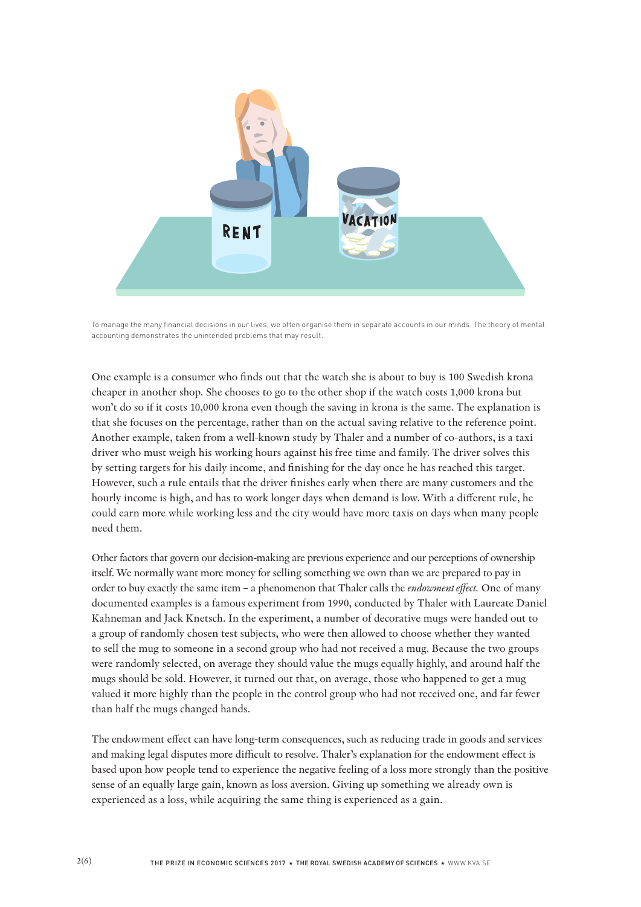To manage the many financial decisions in our lives, we often organise them in separate accounts in our minds. The theory of mental accounting demonstrates the unintended problems that may result.

One example is a consumer who finds out that the watch she is about to buy is 100 Swedish krona cheaper in another shop. She chooses to go to the other shop if the watch costs 1,000 krona but won't do so if it costs 10,000 krona even though the saving in krona is the same. The explanation is that she focuses on the percentage, rather than on the actual saving relative to the reference point. Another example, taken from a well-known study by Thaler and a number of co-authors, is a taxi driver who must weigh his working hours against his free time and family. The driver solves this by setting targets for his daily income, and finishing for the day once he has reached this target. However, such a rule entails that the driver finishes early when there are many customers and the hourly income is high, and has to work longer days when demand is low. With a different rule, he could earn more while working less and the city would have more taxis on days when many people need them.

Other factors that govern our decision-making are previous experience and our perceptions of ownership itself. We normally want more money for selling something we own than we are prepared to pay in order to buy exactly the same item – a phenomenon that Thaler calls the *endowment effect.* One of many documented examples is a famous experiment from 1990, conducted by Thaler with Laureate Daniel Kahneman and Jack Knetsch. In the experiment, a number of decorative mugs were handed out to a group of randomly chosen test subjects, who were then allowed to choose whether they wanted to sell the mug to someone in a second group who had not received a mug. Because the two groups were randomly selected, on average they should value the mugs equally highly, and around half the mugs should be sold. However, it turned out that, on average, those who happened to get a mug valued it more highly than the people in the control group who had not received one, and far fewer than half the mugs changed hands.

The endowment effect can have long-term consequences, such as reducing trade in goods and services and making legal disputes more difficult to resolve. Thaler's explanation for the endowment effect is based upon how people tend to experience the negative feeling of a loss more strongly than the positive sense of an equally large gain, known as loss aversion. Giving up something we already own is experienced as a loss, while acquiring the same thing is experienced as a gain.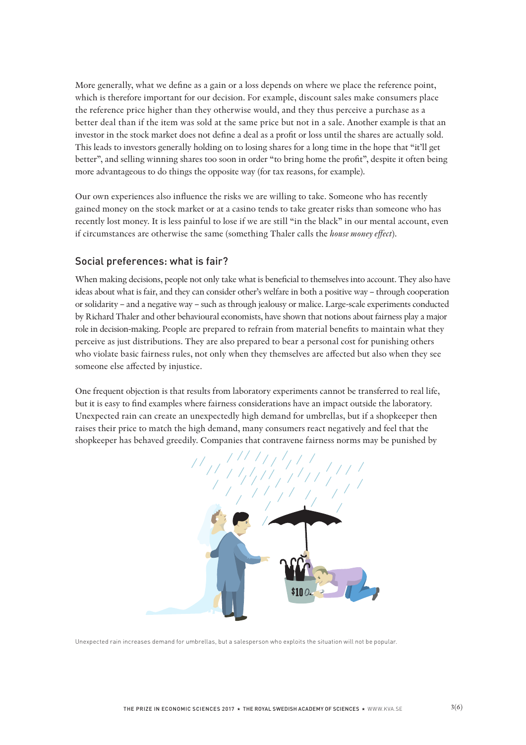More generally, what we define as a gain or a loss depends on where we place the reference point, which is therefore important for our decision. For example, discount sales make consumers place the reference price higher than they otherwise would, and they thus perceive a purchase as a better deal than if the item was sold at the same price but not in a sale. Another example is that an investor in the stock market does not define a deal as a profit or loss until the shares are actually sold. This leads to investors generally holding on to losing shares for a long time in the hope that "it'll get better", and selling winning shares too soon in order "to bring home the profit", despite it often being more advantageous to do things the opposite way (for tax reasons, for example).

Our own experiences also influence the risks we are willing to take. Someone who has recently gained money on the stock market or at a casino tends to take greater risks than someone who has recently lost money. It is less painful to lose if we are still "in the black" in our mental account, even if circumstances are otherwise the same (something Thaler calls the *house money effect*).

## Social preferences: what is fair?

When making decisions, people not only take what is beneficial to themselves into account. They also have ideas about what is fair, and they can consider other's welfare in both a positive way – through cooperation or solidarity – and a negative way – such as through jealousy or malice. Large-scale experiments conducted by Richard Thaler and other behavioural economists, have shown that notions about fairness play a major role in decision-making. People are prepared to refrain from material benefits to maintain what they perceive as just distributions. They are also prepared to bear a personal cost for punishing others who violate basic fairness rules, not only when they themselves are affected but also when they see someone else affected by injustice.

One frequent objection is that results from laboratory experiments cannot be transferred to real life, but it is easy to find examples where fairness considerations have an impact outside the laboratory. Unexpected rain can create an unexpectedly high demand for umbrellas, but if a shopkeeper then raises their price to match the high demand, many consumers react negatively and feel that the shopkeeper has behaved greedily. Companies that contravene fairness norms may be punished by

Unexpected rain increases demand for umbrellas, but a salesperson who exploits the situation will not be popular.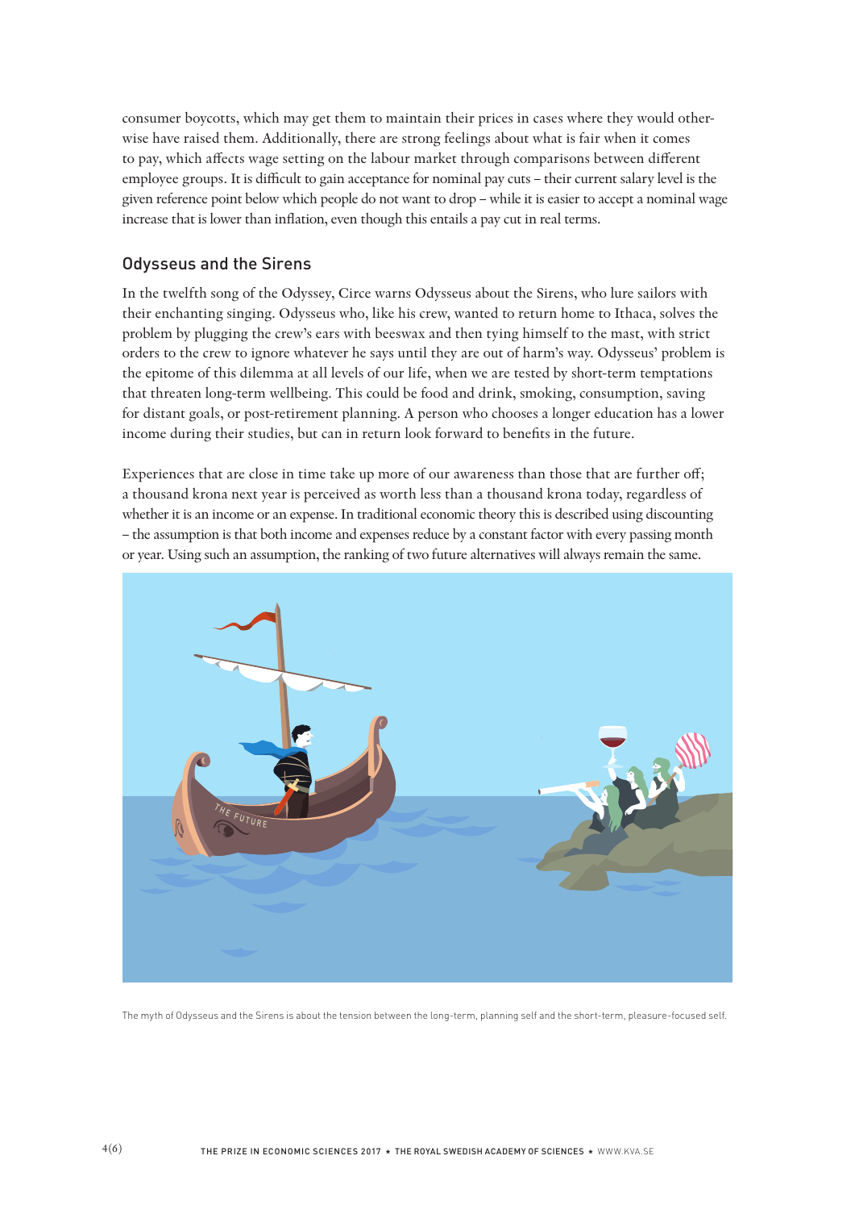consumer boycotts, which may get them to maintain their prices in cases where they would otherwise have raised them. Additionally, there are strong feelings about what is fair when it comes to pay, which affects wage setting on the labour market through comparisons between different employee groups. It is difficult to gain acceptance for nominal pay cuts – their current salary level is the given reference point below which people do not want to drop – while it is easier to accept a nominal wage increase that is lower than inflation, even though this entails a pay cut in real terms.

## Odysseus and the Sirens

In the twelfth song of the Odyssey, Circe warns Odysseus about the Sirens, who lure sailors with their enchanting singing. Odysseus who, like his crew, wanted to return home to Ithaca, solves the problem by plugging the crew's ears with beeswax and then tying himself to the mast, with strict orders to the crew to ignore whatever he says until they are out of harm's way. Odysseus' problem is the epitome of this dilemma at all levels of our life, when we are tested by short-term temptations that threaten long-term wellbeing. This could be food and drink, smoking, consumption, saving for distant goals, or post-retirement planning. A person who chooses a longer education has a lower income during their studies, but can in return look forward to benefits in the future.

Experiences that are close in time take up more of our awareness than those that are further off; a thousand krona next year is perceived as worth less than a thousand krona today, regardless of whether it is an income or an expense. In traditional economic theory this is described using discounting – the assumption is that both income and expenses reduce by a constant factor with every passing month or year. Using such an assumption, the ranking of two future alternatives will always remain the same.

The myth of Odysseus and the Sirens is about the tension between the long-term, planning self and the short-term, pleasure-focused self.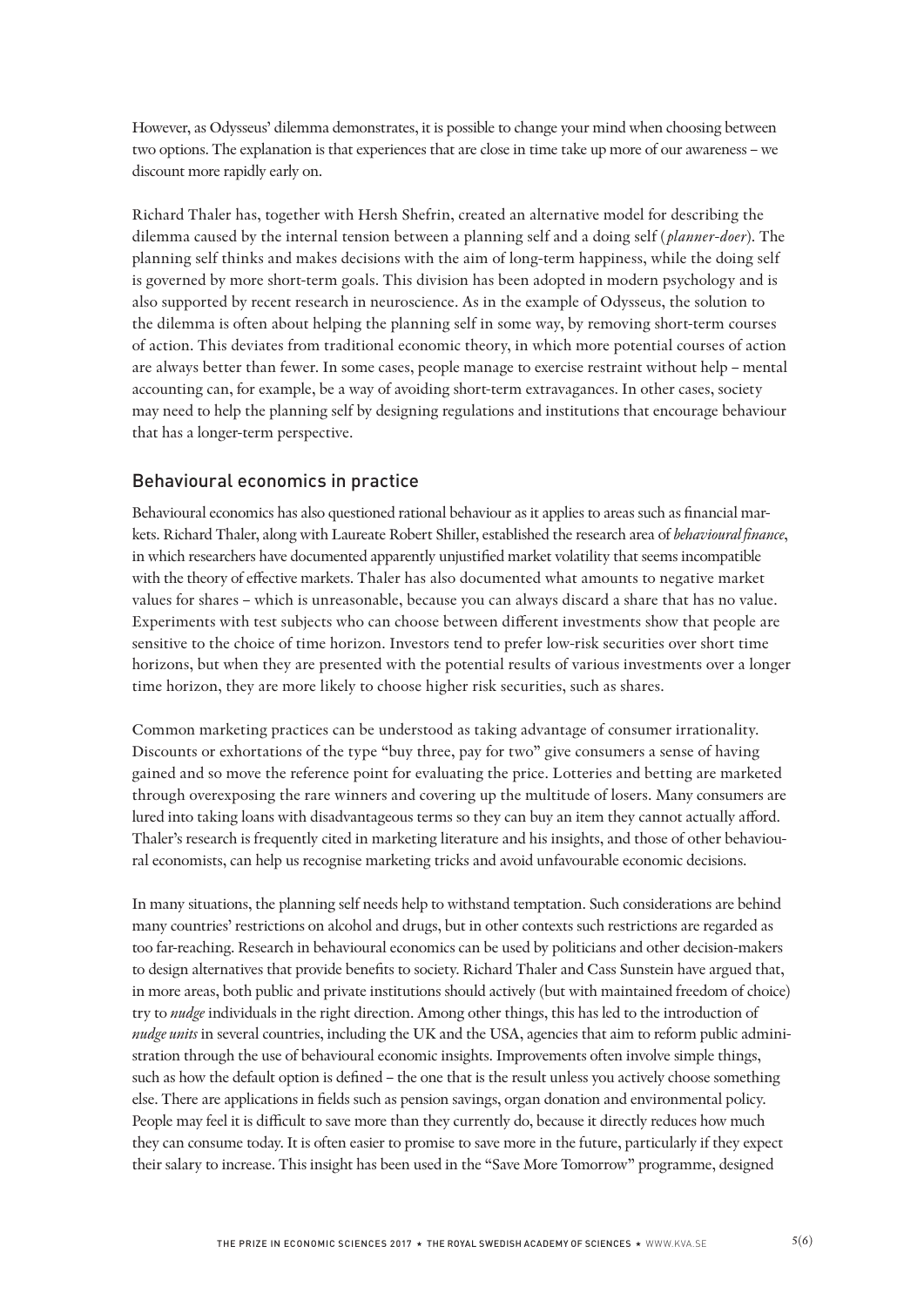However, as Odysseus' dilemma demonstrates, it is possible to change your mind when choosing between two options. The explanation is that experiences that are close in time take up more of our awareness – we discount more rapidly early on.

Richard Thaler has, together with Hersh Shefrin, created an alternative model for describing the dilemma caused by the internal tension between a planning self and a doing self (*planner-doer*). The planning self thinks and makes decisions with the aim of long-term happiness, while the doing self is governed by more short-term goals. This division has been adopted in modern psychology and is also supported by recent research in neuroscience. As in the example of Odysseus, the solution to the dilemma is often about helping the planning self in some way, by removing short-term courses of action. This deviates from traditional economic theory, in which more potential courses of action are always better than fewer. In some cases, people manage to exercise restraint without help – mental accounting can, for example, be a way of avoiding short-term extravagances. In other cases, society may need to help the planning self by designing regulations and institutions that encourage behaviour that has a longer-term perspective.

## Behavioural economics in practice

Behavioural economics has also questioned rational behaviour as it applies to areas such as financial markets. Richard Thaler, along with Laureate Robert Shiller, established the research area of *behavioural finance*, in which researchers have documented apparently unjustified market volatility that seems incompatible with the theory of effective markets. Thaler has also documented what amounts to negative market values for shares – which is unreasonable, because you can always discard a share that has no value. Experiments with test subjects who can choose between different investments show that people are sensitive to the choice of time horizon. Investors tend to prefer low-risk securities over short time horizons, but when they are presented with the potential results of various investments over a longer time horizon, they are more likely to choose higher risk securities, such as shares.

Common marketing practices can be understood as taking advantage of consumer irrationality. Discounts or exhortations of the type "buy three, pay for two" give consumers a sense of having gained and so move the reference point for evaluating the price. Lotteries and betting are marketed through overexposing the rare winners and covering up the multitude of losers. Many consumers are lured into taking loans with disadvantageous terms so they can buy an item they cannot actually afford. Thaler's research is frequently cited in marketing literature and his insights, and those of other behavioural economists, can help us recognise marketing tricks and avoid unfavourable economic decisions.

In many situations, the planning self needs help to withstand temptation. Such considerations are behind many countries' restrictions on alcohol and drugs, but in other contexts such restrictions are regarded as too far-reaching. Research in behavioural economics can be used by politicians and other decision-makers to design alternatives that provide benefits to society. Richard Thaler and Cass Sunstein have argued that, in more areas, both public and private institutions should actively (but with maintained freedom of choice) try to *nudge* individuals in the right direction. Among other things, this has led to the introduction of *nudge units* in several countries, including the UK and the USA, agencies that aim to reform public administration through the use of behavioural economic insights. Improvements often involve simple things, such as how the default option is defined – the one that is the result unless you actively choose something else. There are applications in fields such as pension savings, organ donation and environmental policy. People may feel it is difficult to save more than they currently do, because it directly reduces how much they can consume today. It is often easier to promise to save more in the future, particularly if they expect their salary to increase. This insight has been used in the "Save More Tomorrow" programme, designed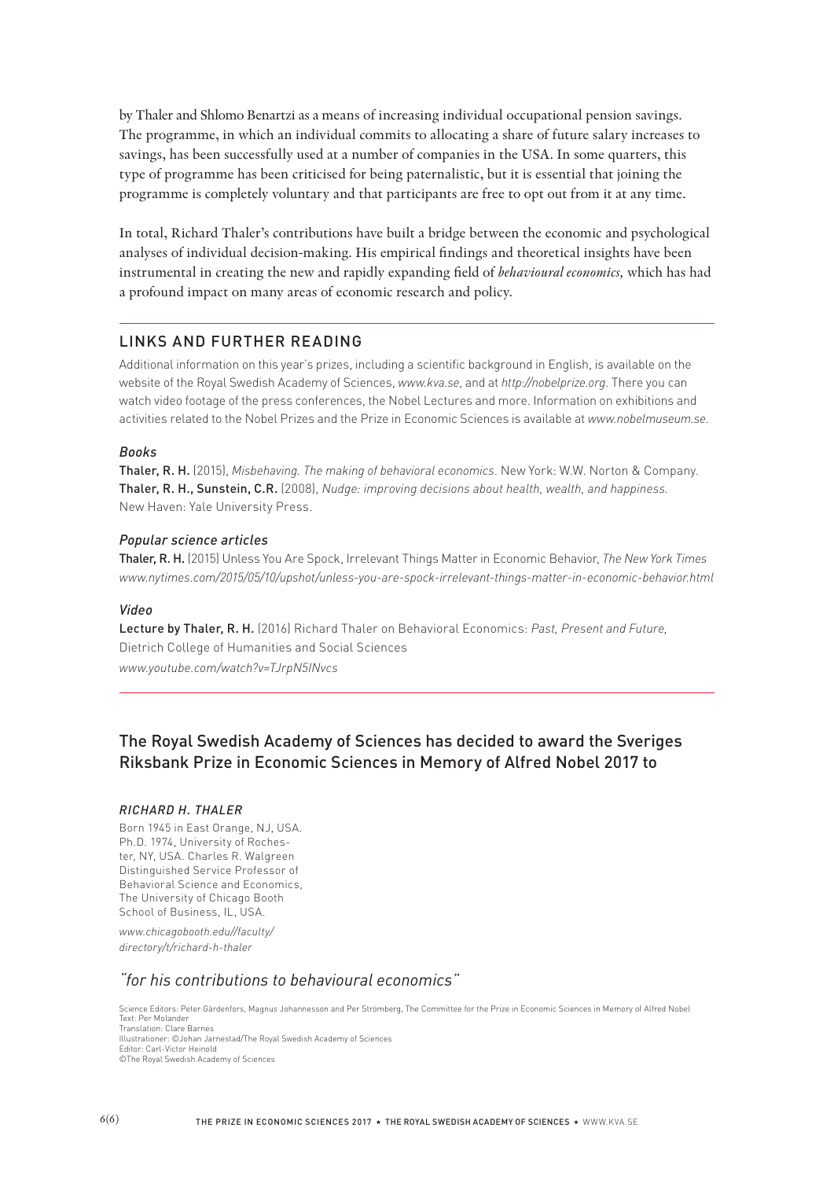by Thaler and Shlomo Benartzi as a means of increasing individual occupational pension savings. The programme, in which an individual commits to allocating a share of future salary increases to savings, has been successfully used at a number of companies in the USA. In some quarters, this type of programme has been criticised for being paternalistic, but it is essential that joining the programme is completely voluntary and that participants are free to opt out from it at any time.

In total, Richard Thaler's contributions have built a bridge between the economic and psychological analyses of individual decision-making. His empirical findings and theoretical insights have been instrumental in creating the new and rapidly expanding field of *behavioural economics,* which has had a profound impact on many areas of economic research and policy.

## LINKS AND FURTHER READING

Additional information on this year's prizes, including a scientific background in English, is available on the website of the Royal Swedish Academy of Sciences, *www.kva.se*, and at *http://nobelprize.org*. There you can watch video footage of the press conferences, the Nobel Lectures and more. Information on exhibitions and activities related to the Nobel Prizes and the Prize in Economic Sciences is available at *www.nobelmuseum.se*.

### *Books*

**Thaler, R. H.** (2015), *Misbehaving. The making of behavioral economics*. New York: W.W. Norton & Company.
**Thaler, R. H., Sunstein, C.R.** (2008), *Nudge: improving decisions about health, wealth, and happiness.* New Haven: Yale University Press.

### *Popular science articles*

**Thaler, R. H.** (2015) Unless You Are Spock, Irrelevant Things Matter in Economic Behavior, *The New York Times*
*www.nytimes.com/2015/05/10/upshot/unless-you-are-spock-irrelevant-things-matter-in-economic-behavior.html*

### *Video*

**Lecture by Thaler, R. H.** (2016) Richard Thaler on Behavioral Economics: *Past, Present and Future,* Dietrich College of Humanities and Social Sciences
*www.youtube.com/watch?v=TJrpN5lNvcs*

## The Royal Swedish Academy of Sciences has decided to award the Sveriges Riksbank Prize in Economic Sciences in Memory of Alfred Nobel 2017 to

### *RICHARD H. THALER*

Born 1945 in East Orange, NJ, USA. Ph.D. 1974, University of Rochester, NY, USA. Charles R. Walgreen Distinguished Service Professor of Behavioral Science and Economics, The University of Chicago Booth School of Business, IL, USA.

*www.chicagobooth.edu//faculty/directory/t/richard-h-thaler*

## *"for his contributions to behavioural economics"*

Science Editors: Peter Gärdenfors, Magnus Johannesson and Per Strömberg, The Committee for the Prize in Economic Sciences in Memory of Alfred Nobel
Text: Per Molander
Translation: Clare Barnes
Illustrationer: ©Johan Jarnestad/The Royal Swedish Academy of Sciences
Editor: Carl-Victor Heinold
©The Royal Swedish Academy of Sciences